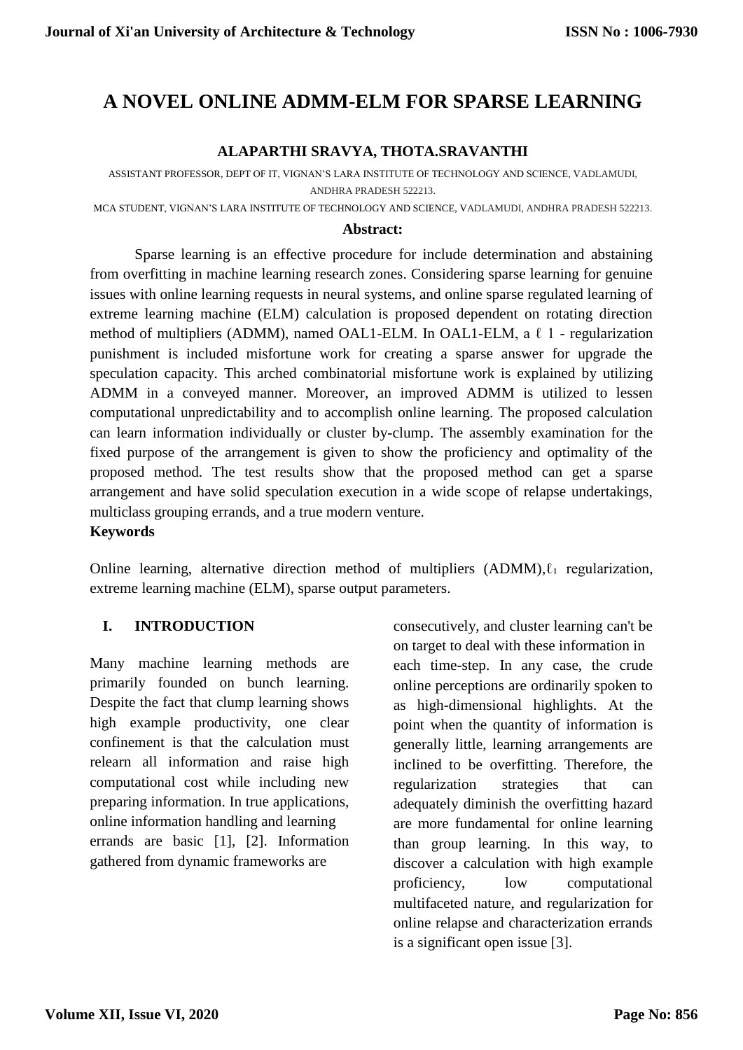# A NOVEL ONLINE ADMM-ELM FOR SPARSE LEARNING

**ALAPARTHI SRAVYA, THOTA.SRAVANTHI**

ASSISTANT PROFESSOR, DEPT OF IT, VIGNAN'S LARA INSTITUTE OF TECHNOLOGY AND SCIENCE, VADLAMUDI, ANDHRA PRADESH 522213.

MCA STUDENT, VIGNAN'S LARA INSTITUTE OF TECHNOLOGY AND SCIENCE, VADLAMUDI, ANDHRA PRADESH 522213.

**Abstract:**

Sparse learning is an effective procedure for include determination and abstaining from overfitting in machine learning research zones. Considering sparse learning for genuine issues with online learning requests in neural systems, and online sparse regulated learning of extreme learning machine (ELM) calculation is proposed dependent on rotating direction method of multipliers (ADMM), named OAL1-ELM. In OAL1-ELM, a $\ell 1$ - regularization punishment is included misfortune work for creating a sparse answer for upgrade the speculation capacity. This arched combinatorial misfortune work is explained by utilizing ADMM in a conveyed manner. Moreover, an improved ADMM is utilized to lessen computational unpredictability and to accomplish online learning. The proposed calculation can learn information individually or cluster by-clump. The assembly examination for the fixed purpose of the arrangement is given to show the proficiency and optimality of the proposed method. The test results show that the proposed method can get a sparse arrangement and have solid speculation execution in a wide scope of relapse undertakings, multiclass grouping errands, and a true modern venture.

**Keywords**

Online learning, alternative direction method of multipliers (ADMM), $\ell_1$ regularization, extreme learning machine (ELM), sparse output parameters.

## I. INTRODUCTION

Many machine learning methods are primarily founded on bunch learning. Despite the fact that clump learning shows high example productivity, one clear confinement is that the calculation must relearn all information and raise high computational cost while including new preparing information. In true applications, online information handling and learning errands are basic [1], [2]. Information gathered from dynamic frameworks are consecutively, and cluster learning can't be on target to deal with these information in each time-step. In any case, the crude online perceptions are ordinarily spoken to as high-dimensional highlights. At the point when the quantity of information is generally little, learning arrangements are inclined to be overfitting. Therefore, the regularization strategies that can adequately diminish the overfitting hazard are more fundamental for online learning than group learning. In this way, to discover a calculation with high example proficiency, low computational multifaceted nature, and regularization for online relapse and characterization errands is a significant open issue [3].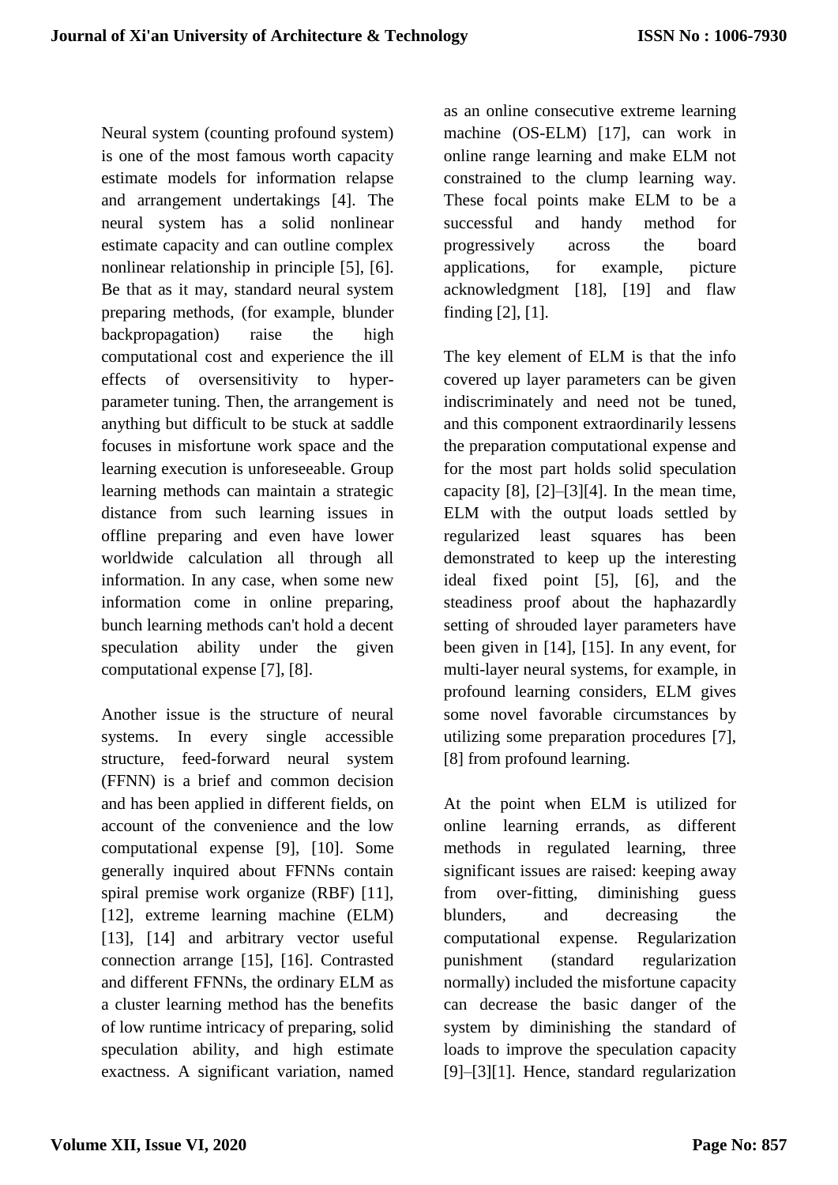Neural system (counting profound system) is one of the most famous worth capacity estimate models for information relapse and arrangement undertakings [4]. The neural system has a solid nonlinear estimate capacity and can outline complex nonlinear relationship in principle [5], [6]. Be that as it may, standard neural system preparing methods, (for example, blunder backpropagation) raise the high computational cost and experience the ill effects of oversensitivity to hyper-parameter tuning. Then, the arrangement is anything but difficult to be stuck at saddle focuses in misfortune work space and the learning execution is unforeseeable. Group learning methods can maintain a strategic distance from such learning issues in offline preparing and even have lower worldwide calculation all through all information. In any case, when some new information come in online preparing, bunch learning methods can't hold a decent speculation ability under the given computational expense [7], [8].

Another issue is the structure of neural systems. In every single accessible structure, feed-forward neural system (FFNN) is a brief and common decision and has been applied in different fields, on account of the convenience and the low computational expense [9], [10]. Some generally inquired about FFNNs contain spiral premise work organize (RBF) [11], [12], extreme learning machine (ELM) [13], [14] and arbitrary vector useful connection arrange [15], [16]. Contrasted and different FFNNs, the ordinary ELM as a cluster learning method has the benefits of low runtime intricacy of preparing, solid speculation ability, and high estimate exactness. A significant variation, named as an online consecutive extreme learning machine (OS-ELM) [17], can work in online range learning and make ELM not constrained to the clump learning way. These focal points make ELM to be a successful and handy method for progressively across the board applications, for example, picture acknowledgment [18], [19] and flaw finding [2], [1].

The key element of ELM is that the info covered up layer parameters can be given indiscriminately and need not be tuned, and this component extraordinarily lessens the preparation computational expense and for the most part holds solid speculation capacity [8], [2]–[3][4]. In the mean time, ELM with the output loads settled by regularized least squares has been demonstrated to keep up the interesting ideal fixed point [5], [6], and the steadiness proof about the haphazardly setting of shrouded layer parameters have been given in [14], [15]. In any event, for multi-layer neural systems, for example, in profound learning considers, ELM gives some novel favorable circumstances by utilizing some preparation procedures [7], [8] from profound learning.

At the point when ELM is utilized for online learning errands, as different methods in regulated learning, three significant issues are raised: keeping away from over-fitting, diminishing guess blunders, and decreasing the computational expense. Regularization punishment (standard regularization normally) included the misfortune capacity can decrease the basic danger of the system by diminishing the standard of loads to improve the speculation capacity [9]–[3][1]. Hence, standard regularization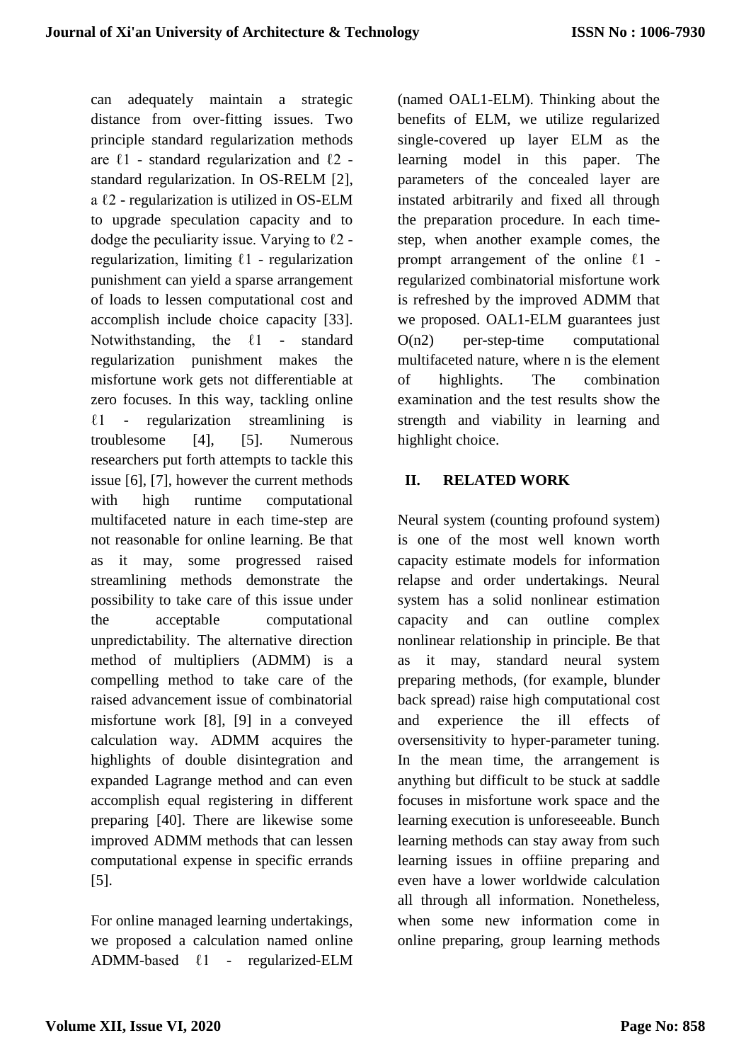can adequately maintain a strategic distance from over-fitting issues. Two principle standard regularization methods are ℓ1 - standard regularization and ℓ2 - standard regularization. In OS-RELM [2], a ℓ2 - regularization is utilized in OS-ELM to upgrade speculation capacity and to dodge the peculiarity issue. Varying to ℓ2 - regularization, limiting ℓ1 - regularization punishment can yield a sparse arrangement of loads to lessen computational cost and accomplish include choice capacity [33]. Notwithstanding, the ℓ1 - standard regularization punishment makes the misfortune work gets not differentiable at zero focuses. In this way, tackling online ℓ1 - regularization streamlining is troublesome [4], [5]. Numerous researchers put forth attempts to tackle this issue [6], [7], however the current methods with high runtime computational multifaceted nature in each time-step are not reasonable for online learning. Be that as it may, some progressed raised streamlining methods demonstrate the possibility to take care of this issue under the acceptable computational unpredictability. The alternative direction method of multipliers (ADMM) is a compelling method to take care of the raised advancement issue of combinatorial misfortune work [8], [9] in a conveyed calculation way. ADMM acquires the highlights of double disintegration and expanded Lagrange method and can even accomplish equal registering in different preparing [40]. There are likewise some improved ADMM methods that can lessen computational expense in specific errands [5].

For online managed learning undertakings, we proposed a calculation named online ADMM-based ℓ1 - regularized-ELM (named OAL1-ELM). Thinking about the benefits of ELM, we utilize regularized single-covered up layer ELM as the learning model in this paper. The parameters of the concealed layer are instated arbitrarily and fixed all through the preparation procedure. In each time-step, when another example comes, the prompt arrangement of the online ℓ1 - regularized combinatorial misfortune work is refreshed by the improved ADMM that we proposed. OAL1-ELM guarantees just O(n2) per-step-time computational multifaceted nature, where n is the element of highlights. The combination examination and the test results show the strength and viability in learning and highlight choice.

## II. RELATED WORK

Neural system (counting profound system) is one of the most well known worth capacity estimate models for information relapse and order undertakings. Neural system has a solid nonlinear estimation capacity and can outline complex nonlinear relationship in principle. Be that as it may, standard neural system preparing methods, (for example, blunder back spread) raise high computational cost and experience the ill effects of oversensitivity to hyper-parameter tuning. In the mean time, the arrangement is anything but difficult to be stuck at saddle focuses in misfortune work space and the learning execution is unforeseeable. Bunch learning methods can stay away from such learning issues in offiine preparing and even have a lower worldwide calculation all through all information. Nonetheless, when some new information come in online preparing, group learning methods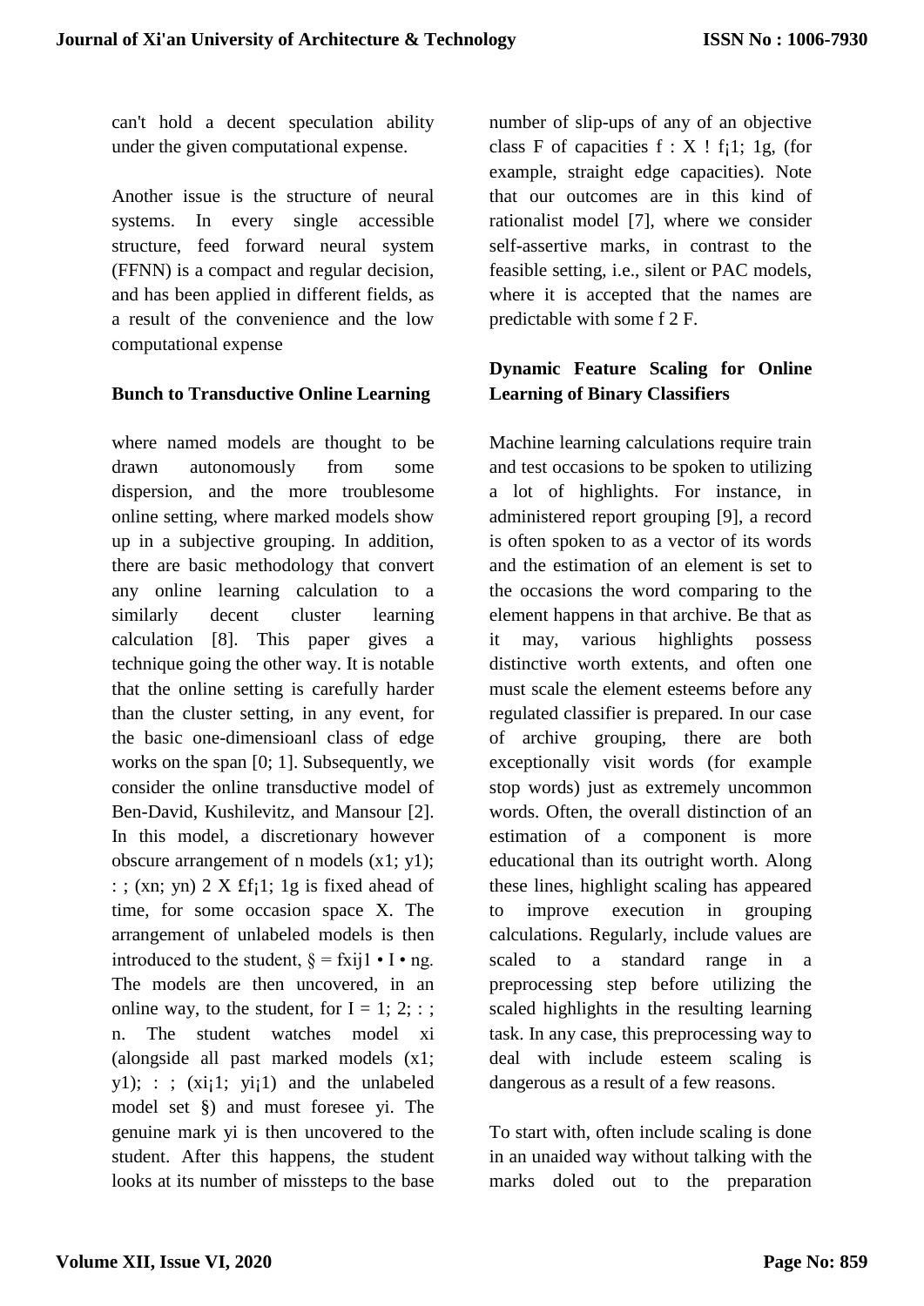can't hold a decent speculation ability under the given computational expense.

Another issue is the structure of neural systems. In every single accessible structure, feed forward neural system (FFNN) is a compact and regular decision, and has been applied in different fields, as a result of the convenience and the low computational expense

**Bunch to Transductive Online Learning**

where named models are thought to be drawn autonomously from some dispersion, and the more troublesome online setting, where marked models show up in a subjective grouping. In addition, there are basic methodology that convert any online learning calculation to a similarly decent cluster learning calculation [8]. This paper gives a technique going the other way. It is notable that the online setting is carefully harder than the cluster setting, in any event, for the basic one-dimensioanl class of edge works on the span [0; 1]. Subsequently, we consider the online transductive model of Ben-David, Kushilevitz, and Mansour [2]. In this model, a discretionary however obscure arrangement of n models (x1; y1); : ; (xn; yn) 2 X £f¡1; 1g is fixed ahead of time, for some occasion space X. The arrangement of unlabeled models is then introduced to the student, § = fxij1 • I • ng. The models are then uncovered, in an online way, to the student, for I = 1; 2; : ; n. The student watches model xi (alongside all past marked models (x1; y1); : ; (xi¡1; yi¡1) and the unlabeled model set §) and must foresee yi. The genuine mark yi is then uncovered to the student. After this happens, the student looks at its number of missteps to the base number of slip-ups of any of an objective class F of capacities f : X ! f¡1; 1g, (for example, straight edge capacities). Note that our outcomes are in this kind of rationalist model [7], where we consider self-assertive marks, in contrast to the feasible setting, i.e., silent or PAC models, where it is accepted that the names are predictable with some f 2 F.

**Dynamic Feature Scaling for Online Learning of Binary Classifiers**

Machine learning calculations require train and test occasions to be spoken to utilizing a lot of highlights. For instance, in administered report grouping [9], a record is often spoken to as a vector of its words and the estimation of an element is set to the occasions the word comparing to the element happens in that archive. Be that as it may, various highlights possess distinctive worth extents, and often one must scale the element esteems before any regulated classifier is prepared. In our case of archive grouping, there are both exceptionally visit words (for example stop words) just as extremely uncommon words. Often, the overall distinction of an estimation of a component is more educational than its outright worth. Along these lines, highlight scaling has appeared to improve execution in grouping calculations. Regularly, include values are scaled to a standard range in a preprocessing step before utilizing the scaled highlights in the resulting learning task. In any case, this preprocessing way to deal with include esteem scaling is dangerous as a result of a few reasons.

To start with, often include scaling is done in an unaided way without talking with the marks doled out to the preparation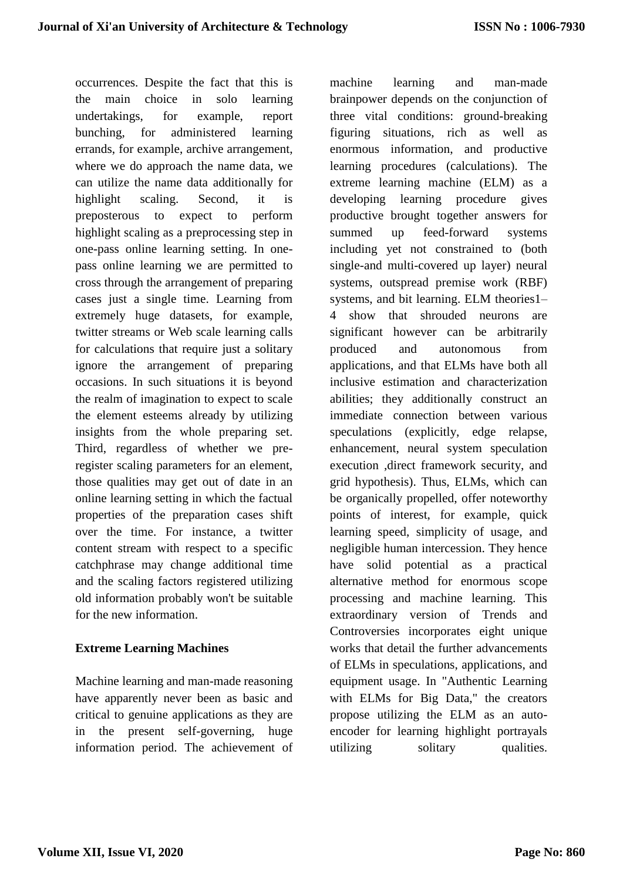occurrences. Despite the fact that this is the main choice in solo learning undertakings, for example, report bunching, for administered learning errands, for example, archive arrangement, where we do approach the name data, we can utilize the name data additionally for highlight scaling. Second, it is preposterous to expect to perform highlight scaling as a preprocessing step in one-pass online learning setting. In one-pass online learning we are permitted to cross through the arrangement of preparing cases just a single time. Learning from extremely huge datasets, for example, twitter streams or Web scale learning calls for calculations that require just a solitary ignore the arrangement of preparing occasions. In such situations it is beyond the realm of imagination to expect to scale the element esteems already by utilizing insights from the whole preparing set. Third, regardless of whether we pre-register scaling parameters for an element, those qualities may get out of date in an online learning setting in which the factual properties of the preparation cases shift over the time. For instance, a twitter content stream with respect to a specific catchphrase may change additional time and the scaling factors registered utilizing old information probably won't be suitable for the new information.

**Extreme Learning Machines**

Machine learning and man-made reasoning have apparently never been as basic and critical to genuine applications as they are in the present self-governing, huge information period. The achievement of machine learning and man-made brainpower depends on the conjunction of three vital conditions: ground-breaking figuring situations, rich as well as enormous information, and productive learning procedures (calculations). The extreme learning machine (ELM) as a developing learning procedure gives productive brought together answers for summed up feed-forward systems including yet not constrained to (both single-and multi-covered up layer) neural systems, outspread premise work (RBF) systems, and bit learning. ELM theories1–4 show that shrouded neurons are significant however can be arbitrarily produced and autonomous from applications, and that ELMs have both all inclusive estimation and characterization abilities; they additionally construct an immediate connection between various speculations (explicitly, edge relapse, enhancement, neural system speculation execution ,direct framework security, and grid hypothesis). Thus, ELMs, which can be organically propelled, offer noteworthy points of interest, for example, quick learning speed, simplicity of usage, and negligible human intercession. They hence have solid potential as a practical alternative method for enormous scope processing and machine learning. This extraordinary version of Trends and Controversies incorporates eight unique works that detail the further advancements of ELMs in speculations, applications, and equipment usage. In "Authentic Learning with ELMs for Big Data," the creators propose utilizing the ELM as an auto-encoder for learning highlight portrayals utilizing solitary qualities.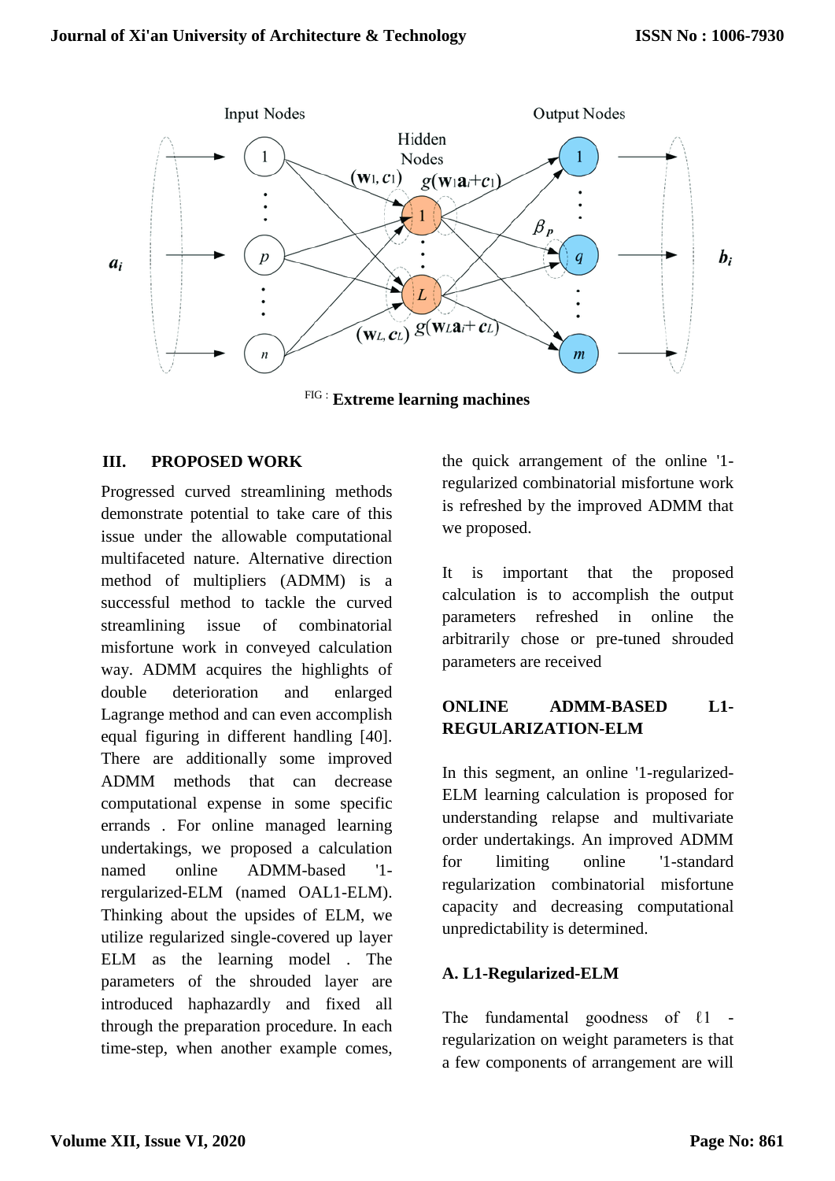FIG : **Extreme learning machines**

## III. PROPOSED WORK

Progressed curved streamlining methods demonstrate potential to take care of this issue under the allowable computational multifaceted nature. Alternative direction method of multipliers (ADMM) is a successful method to tackle the curved streamlining issue of combinatorial misfortune work in conveyed calculation way. ADMM acquires the highlights of double deterioration and enlarged Lagrange method and can even accomplish equal figuring in different handling [40]. There are additionally some improved ADMM methods that can decrease computational expense in some specific errands . For online managed learning undertakings, we proposed a calculation named online ADMM-based '1-rergularized-ELM (named OAL1-ELM). Thinking about the upsides of ELM, we utilize regularized single-covered up layer ELM as the learning model . The parameters of the shrouded layer are introduced haphazardly and fixed all through the preparation procedure. In each time-step, when another example comes, the quick arrangement of the online '1-regularized combinatorial misfortune work is refreshed by the improved ADMM that we proposed.

It is important that the proposed calculation is to accomplish the output parameters refreshed in online the arbitrarily chose or pre-tuned shrouded parameters are received

## ONLINE ADMM-BASED L1-REGULARIZATION-ELM

In this segment, an online '1-regularized-ELM learning calculation is proposed for understanding relapse and multivariate order undertakings. An improved ADMM for limiting online '1-standard regularization combinatorial misfortune capacity and decreasing computational unpredictability is determined.

### A. L1-Regularized-ELM

The fundamental goodness of $\ell 1$ -regularization on weight parameters is that a few components of arrangement are will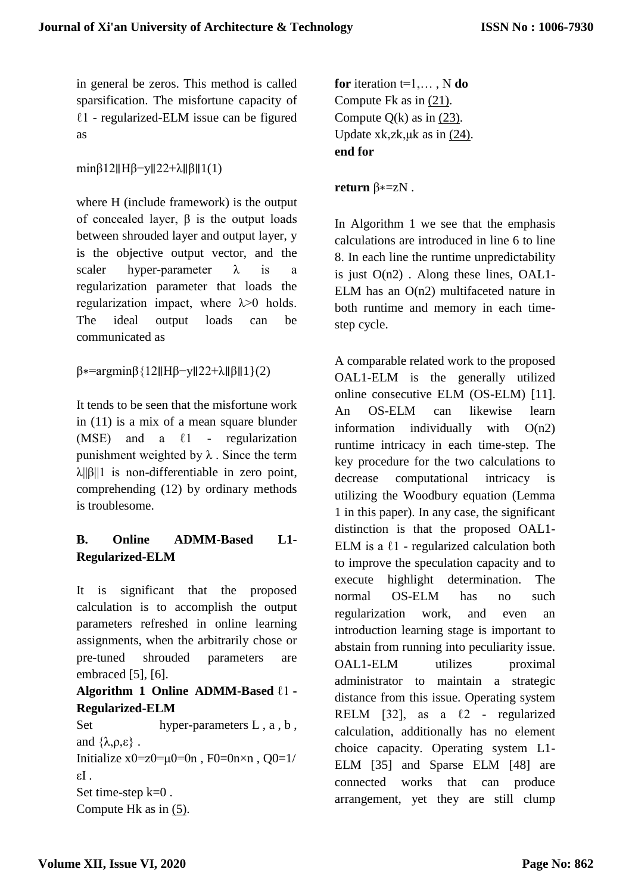in general be zeros. This method is called sparsification. The misfortune capacity of ℓ1 - regularized-ELM issue can be figured as

$$\min_{\beta} \frac{1}{2}\|H\beta-y\|_2^2+\lambda\|\beta\|_1 \quad (1)$$

where H (include framework) is the output of concealed layer, β is the output loads between shrouded layer and output layer, y is the objective output vector, and the scaler hyper-parameter λ is a regularization parameter that loads the regularization impact, where $\lambda>0$ holds. The ideal output loads can be communicated as

$$\beta^*=\arg\min_{\beta}\left\{\frac{1}{2}\|H\beta-y\|_2^2+\lambda\|\beta\|_1\right\} \quad (2)$$

It tends to be seen that the misfortune work in (11) is a mix of a mean square blunder (MSE) and a ℓ1 - regularization punishment weighted by λ . Since the term $\lambda\|\beta\|_1$ is non-differentiable in zero point, comprehending (12) by ordinary methods is troublesome.

### B. Online ADMM-Based L1-Regularized-ELM

It is significant that the proposed calculation is to accomplish the output parameters refreshed in online learning assignments, when the arbitrarily chose or pre-tuned shrouded parameters are embraced [5], [6].

**Algorithm 1 Online ADMM-Based ℓ1 - Regularized-ELM**

Set hyper-parameters L , a , b , and $\{\lambda,\rho,\varepsilon\}$ .

Initialize $x_0=z_0=\mu_0=0_n$ , $F_0=0_{n\times n}$ , $Q_0=1/\varepsilon I$ .

Set time-step $k=0$ .

Compute $H_k$ as in (5).

**for** iteration $t=1,\dots,N$ **do**

Compute $F_k$ as in (21).

Compute $Q(k)$ as in (23).

Update $x_k,z_k,\mu_k$ as in (24).

**end for**

**return** $\beta^*=z_N$ .

In Algorithm 1 we see that the emphasis calculations are introduced in line 6 to line 8. In each line the runtime unpredictability is just $O(n^2)$ . Along these lines, OAL1-ELM has an $O(n^2)$ multifaceted nature in both runtime and memory in each time-step cycle.

A comparable related work to the proposed OAL1-ELM is the generally utilized online consecutive ELM (OS-ELM) [11]. An OS-ELM can likewise learn information individually with $O(n^2)$ runtime intricacy in each time-step. The key procedure for the two calculations to decrease computational intricacy is utilizing the Woodbury equation (Lemma 1 in this paper). In any case, the significant distinction is that the proposed OAL1-ELM is a ℓ1 - regularized calculation both to improve the speculation capacity and to execute highlight determination. The normal OS-ELM has no such regularization work, and even an introduction learning stage is important to abstain from running into peculiarity issue. OAL1-ELM utilizes proximal administrator to maintain a strategic distance from this issue. Operating system RELM [32], as a ℓ2 - regularized calculation, additionally has no element choice capacity. Operating system L1-ELM [35] and Sparse ELM [48] are connected works that can produce arrangement, yet they are still clump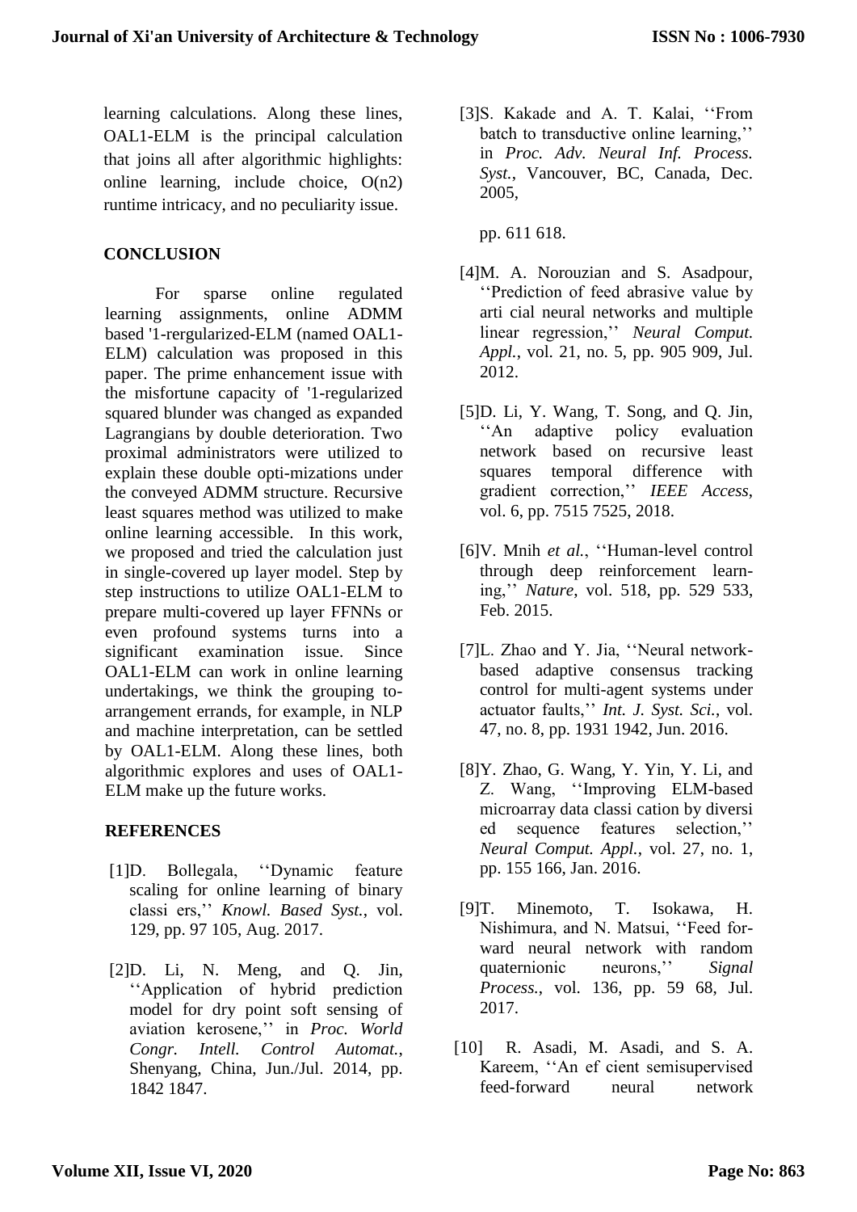learning calculations. Along these lines, OAL1-ELM is the principal calculation that joins all after algorithmic highlights: online learning, include choice, O(n2) runtime intricacy, and no peculiarity issue.

## CONCLUSION

For sparse online regulated learning assignments, online ADMM based '1-rergularized-ELM (named OAL1-ELM) calculation was proposed in this paper. The prime enhancement issue with the misfortune capacity of '1-regularized squared blunder was changed as expanded Lagrangians by double deterioration. Two proximal administrators were utilized to explain these double opti-mizations under the conveyed ADMM structure. Recursive least squares method was utilized to make online learning accessible. In this work, we proposed and tried the calculation just in single-covered up layer model. Step by step instructions to utilize OAL1-ELM to prepare multi-covered up layer FFNNs or even profound systems turns into a significant examination issue. Since OAL1-ELM can work in online learning undertakings, we think the grouping to-arrangement errands, for example, in NLP and machine interpretation, can be settled by OAL1-ELM. Along these lines, both algorithmic explores and uses of OAL1-ELM make up the future works.

## REFERENCES

[1] D. Bollegala, ''Dynamic feature scaling for online learning of binary classi ers,'' *Knowl. Based Syst.*, vol. 129, pp. 97 105, Aug. 2017.

[2] D. Li, N. Meng, and Q. Jin, ''Application of hybrid prediction model for dry point soft sensing of aviation kerosene,'' in *Proc. World Congr. Intell. Control Automat.*, Shenyang, China, Jun./Jul. 2014, pp. 1842 1847.

[3] S. Kakade and A. T. Kalai, ''From batch to transductive online learning,'' in *Proc. Adv. Neural Inf. Process. Syst.*, Vancouver, BC, Canada, Dec. 2005,

pp. 611 618.

[4] M. A. Norouzian and S. Asadpour, ''Prediction of feed abrasive value by arti cial neural networks and multiple linear regression,'' *Neural Comput. Appl.*, vol. 21, no. 5, pp. 905 909, Jul. 2012.

[5] D. Li, Y. Wang, T. Song, and Q. Jin, ''An adaptive policy evaluation network based on recursive least squares temporal difference with gradient correction,'' *IEEE Access*, vol. 6, pp. 7515 7525, 2018.

[6] V. Mnih *et al.*, ''Human-level control through deep reinforcement learn-ing,'' *Nature*, vol. 518, pp. 529 533, Feb. 2015.

[7] L. Zhao and Y. Jia, ''Neural network-based adaptive consensus tracking control for multi-agent systems under actuator faults,'' *Int. J. Syst. Sci.*, vol. 47, no. 8, pp. 1931 1942, Jun. 2016.

[8] Y. Zhao, G. Wang, Y. Yin, Y. Li, and Z. Wang, ''Improving ELM-based microarray data classi cation by diversi ed sequence features selection,'' *Neural Comput. Appl.*, vol. 27, no. 1, pp. 155 166, Jan. 2016.

[9] T. Minemoto, T. Isokawa, H. Nishimura, and N. Matsui, ''Feed for-ward neural network with random quaternionic neurons,'' *Signal Process.*, vol. 136, pp. 59 68, Jul. 2017.

[10] R. Asadi, M. Asadi, and S. A. Kareem, ''An ef cient semisupervised feed-forward neural network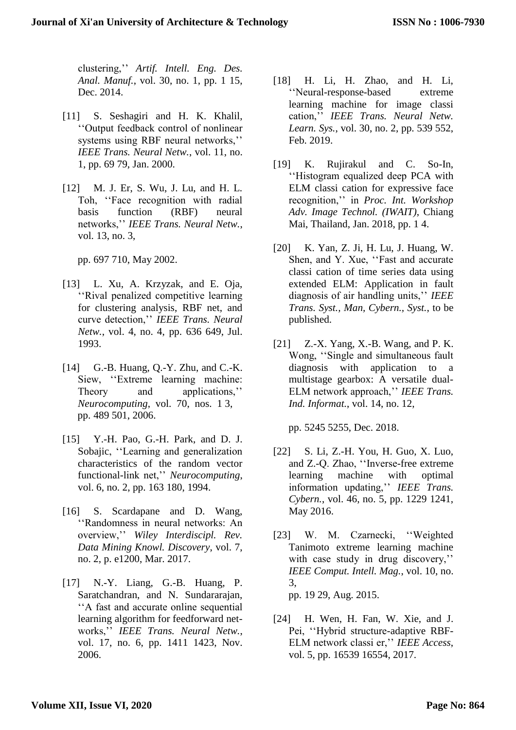clustering,'' *Artif. Intell. Eng. Des. Anal. Manuf.*, vol. 30, no. 1, pp. 1 15, Dec. 2014.

[11] S. Seshagiri and H. K. Khalil, ''Output feedback control of nonlinear systems using RBF neural networks,'' *IEEE Trans. Neural Netw.*, vol. 11, no. 1, pp. 69 79, Jan. 2000.

[12] M. J. Er, S. Wu, J. Lu, and H. L. Toh, ''Face recognition with radial basis function (RBF) neural networks,'' *IEEE Trans. Neural Netw.*, vol. 13, no. 3,

pp. 697 710, May 2002.

[13] L. Xu, A. Krzyzak, and E. Oja, ''Rival penalized competitive learning for clustering analysis, RBF net, and curve detection,'' *IEEE Trans. Neural Netw.*, vol. 4, no. 4, pp. 636 649, Jul. 1993.

[14] G.-B. Huang, Q.-Y. Zhu, and C.-K. Siew, ''Extreme learning machine: Theory and applications,'' *Neurocomputing*, vol. 70, nos. 1 3, pp. 489 501, 2006.

[15] Y.-H. Pao, G.-H. Park, and D. J. Sobajic, ''Learning and generalization characteristics of the random vector functional-link net,'' *Neurocomputing*, vol. 6, no. 2, pp. 163 180, 1994.

[16] S. Scardapane and D. Wang, ''Randomness in neural networks: An overview,'' *Wiley Interdiscipl. Rev. Data Mining Knowl. Discovery*, vol. 7, no. 2, p. e1200, Mar. 2017.

[17] N.-Y. Liang, G.-B. Huang, P. Saratchandran, and N. Sundararajan, ''A fast and accurate online sequential learning algorithm for feedforward networks,'' *IEEE Trans. Neural Netw.*, vol. 17, no. 6, pp. 1411 1423, Nov. 2006.

[18] H. Li, H. Zhao, and H. Li, ''Neural-response-based extreme learning machine for image classi cation,'' *IEEE Trans. Neural Netw. Learn. Sys.*, vol. 30, no. 2, pp. 539 552, Feb. 2019.

[19] K. Rujirakul and C. So-In, ''Histogram equalized deep PCA with ELM classi cation for expressive face recognition,'' in *Proc. Int. Workshop Adv. Image Technol. (IWAIT)*, Chiang Mai, Thailand, Jan. 2018, pp. 1 4.

[20] K. Yan, Z. Ji, H. Lu, J. Huang, W. Shen, and Y. Xue, ''Fast and accurate classi cation of time series data using extended ELM: Application in fault diagnosis of air handling units,'' *IEEE Trans. Syst., Man, Cybern., Syst.*, to be published.

[21] Z.-X. Yang, X.-B. Wang, and P. K. Wong, ''Single and simultaneous fault diagnosis with application to a multistage gearbox: A versatile dual-ELM network approach,'' *IEEE Trans. Ind. Informat.*, vol. 14, no. 12,

pp. 5245 5255, Dec. 2018.

[22] S. Li, Z.-H. You, H. Guo, X. Luo, and Z.-Q. Zhao, ''Inverse-free extreme learning machine with optimal information updating,'' *IEEE Trans. Cybern.*, vol. 46, no. 5, pp. 1229 1241, May 2016.

[23] W. M. Czarnecki, ''Weighted Tanimoto extreme learning machine with case study in drug discovery,'' *IEEE Comput. Intell. Mag.*, vol. 10, no. 3,
pp. 19 29, Aug. 2015.

[24] H. Wen, H. Fan, W. Xie, and J. Pei, ''Hybrid structure-adaptive RBF-ELM network classi er,'' *IEEE Access*, vol. 5, pp. 16539 16554, 2017.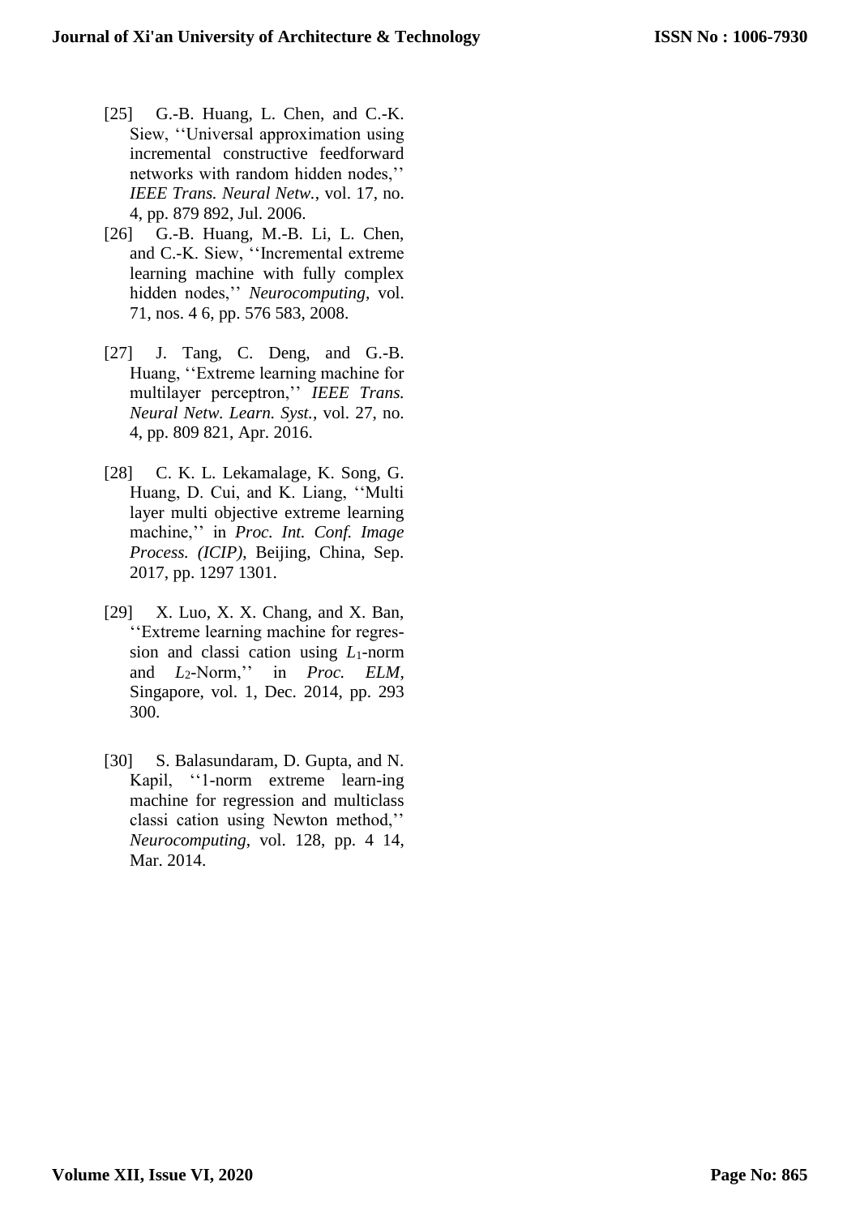[25] G.-B. Huang, L. Chen, and C.-K. Siew, ''Universal approximation using incremental constructive feedforward networks with random hidden nodes,'' *IEEE Trans. Neural Netw.*, vol. 17, no. 4, pp. 879 892, Jul. 2006.

[26] G.-B. Huang, M.-B. Li, L. Chen, and C.-K. Siew, ''Incremental extreme learning machine with fully complex hidden nodes,'' *Neurocomputing*, vol. 71, nos. 4 6, pp. 576 583, 2008.

[27] J. Tang, C. Deng, and G.-B. Huang, ''Extreme learning machine for multilayer perceptron,'' *IEEE Trans. Neural Netw. Learn. Syst.*, vol. 27, no. 4, pp. 809 821, Apr. 2016.

[28] C. K. L. Lekamalage, K. Song, G. Huang, D. Cui, and K. Liang, ''Multi layer multi objective extreme learning machine,'' in *Proc. Int. Conf. Image Process. (ICIP)*, Beijing, China, Sep. 2017, pp. 1297 1301.

[29] X. Luo, X. X. Chang, and X. Ban, ''Extreme learning machine for regression and classi cation using $L_1$-norm and $L_2$-Norm,'' in *Proc. ELM*, Singapore, vol. 1, Dec. 2014, pp. 293 300.

[30] S. Balasundaram, D. Gupta, and N. Kapil, ''1-norm extreme learn-ing machine for regression and multiclass classi cation using Newton method,'' *Neurocomputing*, vol. 128, pp. 4 14, Mar. 2014.